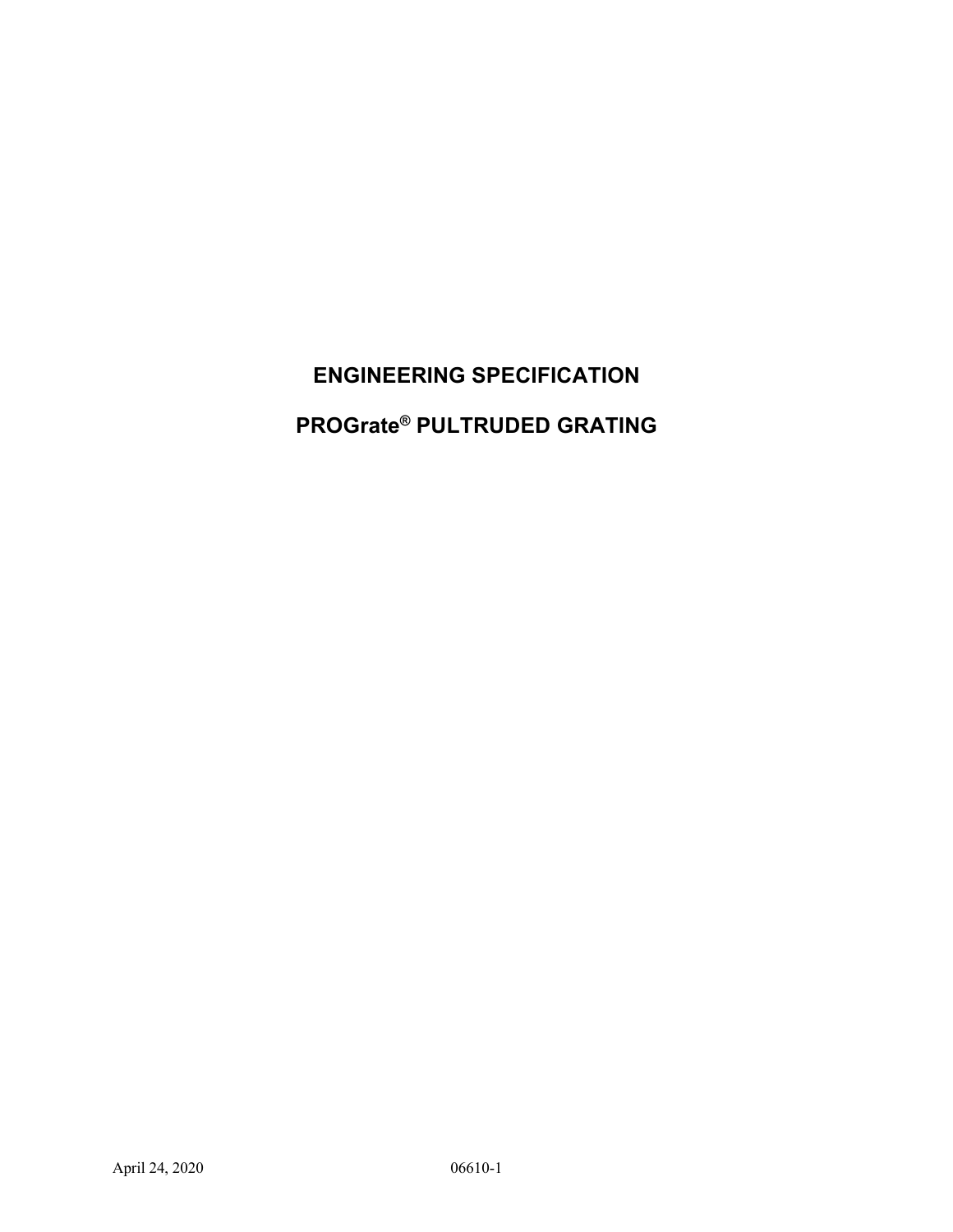# ENGINEERING SPECIFICATION

# PROGrate® PULTRUDED GRATING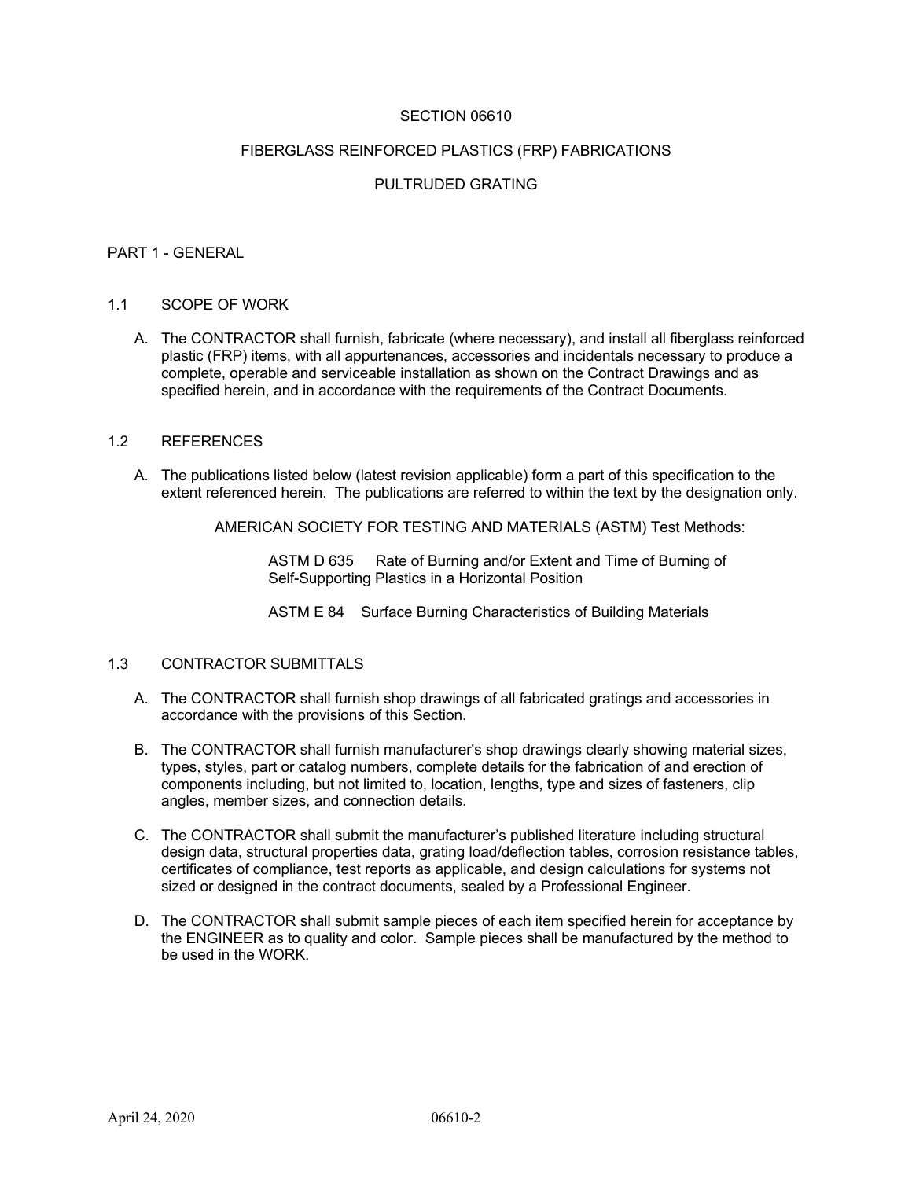# SECTION 06610

## FIBERGLASS REINFORCED PLASTICS (FRP) FABRICATIONS

## PULTRUDED GRATING

## PART 1 - GENERAL

### 1.1 SCOPE OF WORK

A. The CONTRACTOR shall furnish, fabricate (where necessary), and install all fiberglass reinforced plastic (FRP) items, with all appurtenances, accessories and incidentals necessary to produce a complete, operable and serviceable installation as shown on the Contract Drawings and as specified herein, and in accordance with the requirements of the Contract Documents.

### 1.2 REFERENCES

A. The publications listed below (latest revision applicable) form a part of this specification to the extent referenced herein. The publications are referred to within the text by the designation only.

AMERICAN SOCIETY FOR TESTING AND MATERIALS (ASTM) Test Methods:

ASTM D 635 Rate of Burning and/or Extent and Time of Burning of Self-Supporting Plastics in a Horizontal Position

ASTM E 84 Surface Burning Characteristics of Building Materials

### 1.3 CONTRACTOR SUBMITTALS

A. The CONTRACTOR shall furnish shop drawings of all fabricated gratings and accessories in accordance with the provisions of this Section.

B. The CONTRACTOR shall furnish manufacturer's shop drawings clearly showing material sizes, types, styles, part or catalog numbers, complete details for the fabrication of and erection of components including, but not limited to, location, lengths, type and sizes of fasteners, clip angles, member sizes, and connection details.

C. The CONTRACTOR shall submit the manufacturer's published literature including structural design data, structural properties data, grating load/deflection tables, corrosion resistance tables, certificates of compliance, test reports as applicable, and design calculations for systems not sized or designed in the contract documents, sealed by a Professional Engineer.

D. The CONTRACTOR shall submit sample pieces of each item specified herein for acceptance by the ENGINEER as to quality and color. Sample pieces shall be manufactured by the method to be used in the WORK.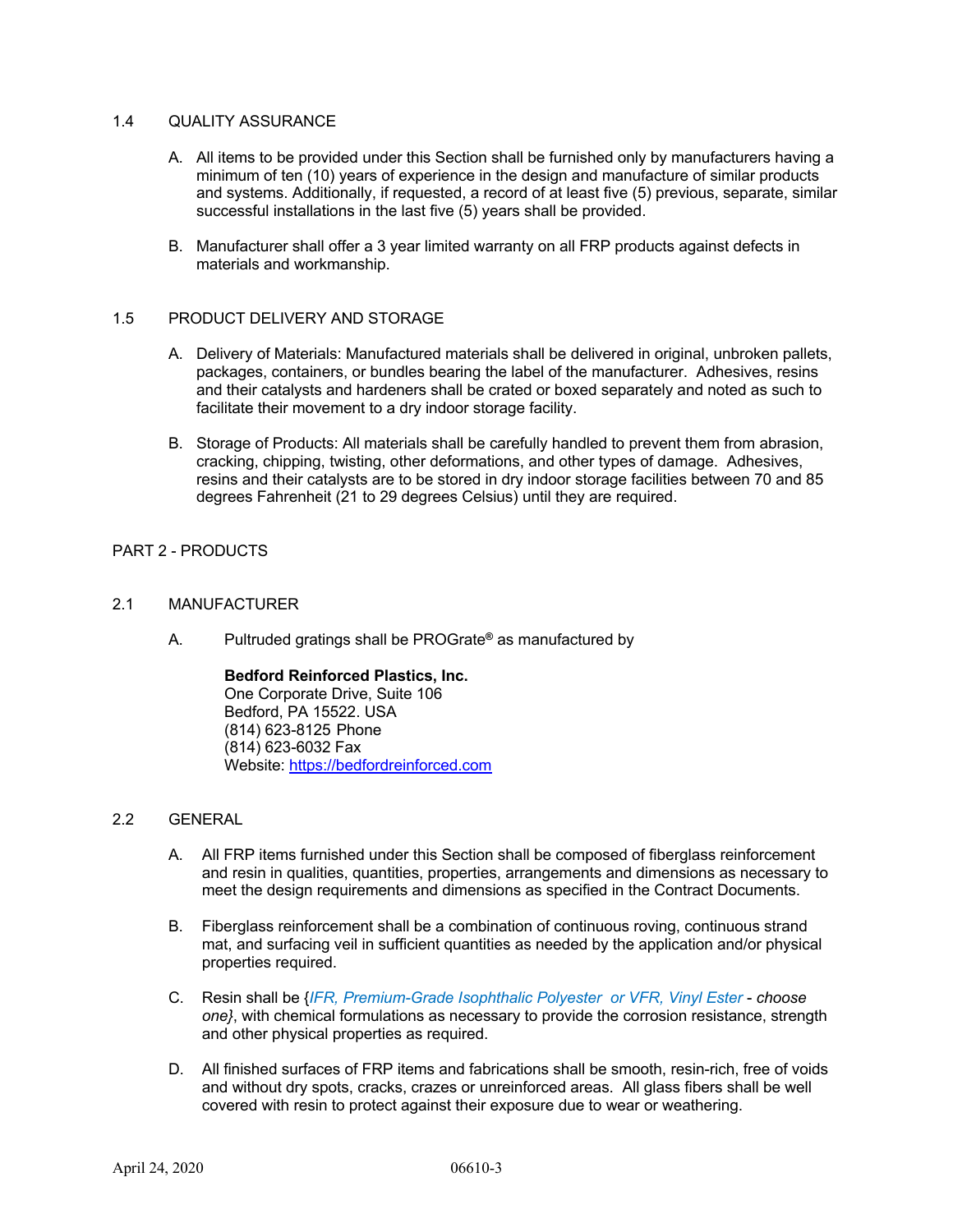## 1.4 QUALITY ASSURANCE

A. All items to be provided under this Section shall be furnished only by manufacturers having a minimum of ten (10) years of experience in the design and manufacture of similar products and systems. Additionally, if requested, a record of at least five (5) previous, separate, similar successful installations in the last five (5) years shall be provided.

B. Manufacturer shall offer a 3 year limited warranty on all FRP products against defects in materials and workmanship.

## 1.5 PRODUCT DELIVERY AND STORAGE

A. Delivery of Materials: Manufactured materials shall be delivered in original, unbroken pallets, packages, containers, or bundles bearing the label of the manufacturer. Adhesives, resins and their catalysts and hardeners shall be crated or boxed separately and noted as such to facilitate their movement to a dry indoor storage facility.

B. Storage of Products: All materials shall be carefully handled to prevent them from abrasion, cracking, chipping, twisting, other deformations, and other types of damage. Adhesives, resins and their catalysts are to be stored in dry indoor storage facilities between 70 and 85 degrees Fahrenheit (21 to 29 degrees Celsius) until they are required.

# PART 2 - PRODUCTS

## 2.1 MANUFACTURER

A. Pultruded gratings shall be PROGrate® as manufactured by

**Bedford Reinforced Plastics, Inc.**
One Corporate Drive, Suite 106
Bedford, PA 15522. USA
(814) 623-8125 Phone
(814) 623-6032 Fax
Website: [https://bedfordreinforced.com](https://bedfordreinforced.com)

## 2.2 GENERAL

A. All FRP items furnished under this Section shall be composed of fiberglass reinforcement and resin in qualities, quantities, properties, arrangements and dimensions as necessary to meet the design requirements and dimensions as specified in the Contract Documents.

B. Fiberglass reinforcement shall be a combination of continuous roving, continuous strand mat, and surfacing veil in sufficient quantities as needed by the application and/or physical properties required.

C. Resin shall be {*IFR, Premium-Grade Isophthalic Polyester or VFR, Vinyl Ester - choose one}*, with chemical formulations as necessary to provide the corrosion resistance, strength and other physical properties as required.

D. All finished surfaces of FRP items and fabrications shall be smooth, resin-rich, free of voids and without dry spots, cracks, crazes or unreinforced areas. All glass fibers shall be well covered with resin to protect against their exposure due to wear or weathering.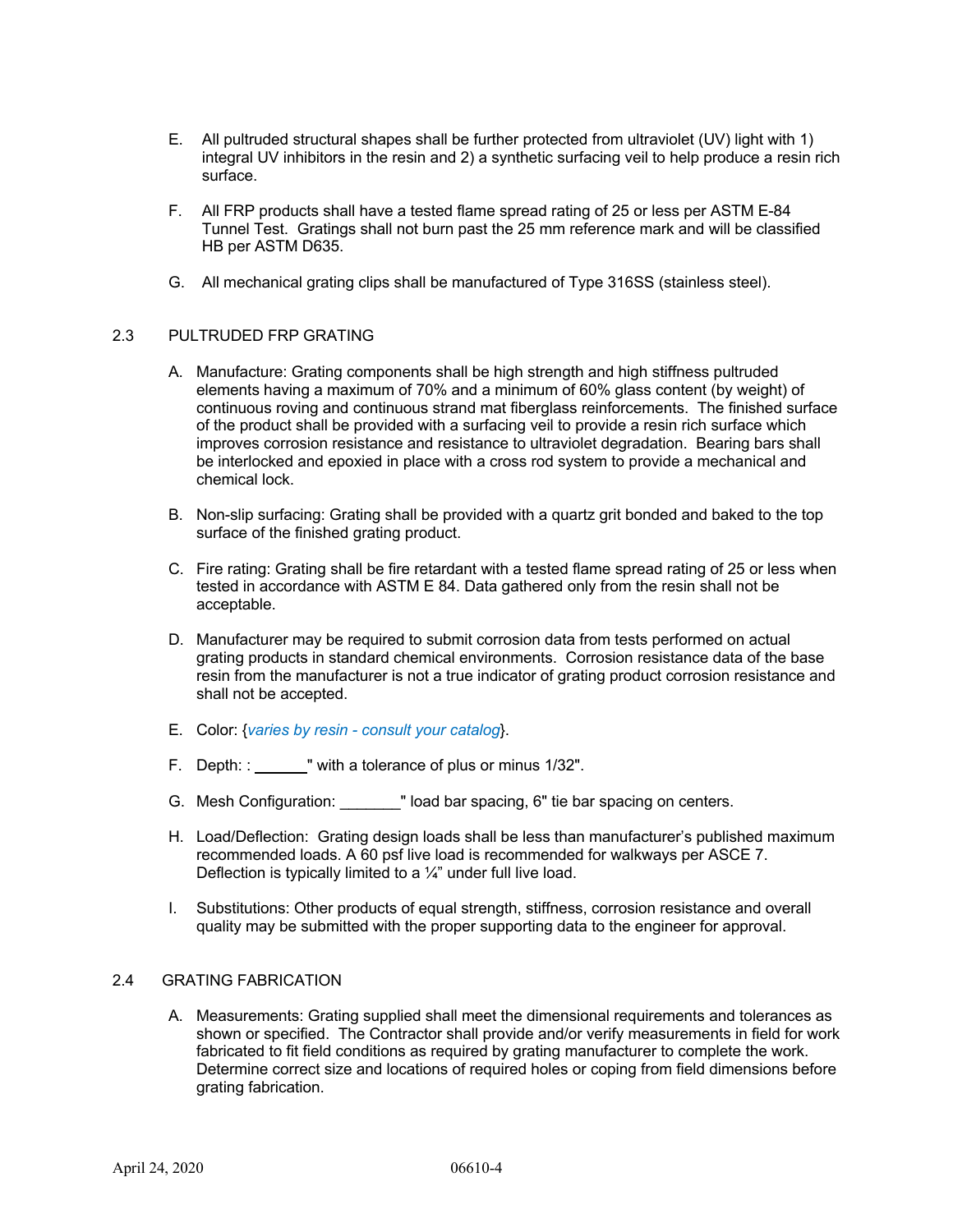E. All pultruded structural shapes shall be further protected from ultraviolet (UV) light with 1) integral UV inhibitors in the resin and 2) a synthetic surfacing veil to help produce a resin rich surface.

F. All FRP products shall have a tested flame spread rating of 25 or less per ASTM E-84 Tunnel Test. Gratings shall not burn past the 25 mm reference mark and will be classified HB per ASTM D635.

G. All mechanical grating clips shall be manufactured of Type 316SS (stainless steel).

## 2.3 PULTRUDED FRP GRATING

A. Manufacture: Grating components shall be high strength and high stiffness pultruded elements having a maximum of 70% and a minimum of 60% glass content (by weight) of continuous roving and continuous strand mat fiberglass reinforcements. The finished surface of the product shall be provided with a surfacing veil to provide a resin rich surface which improves corrosion resistance and resistance to ultraviolet degradation. Bearing bars shall be interlocked and epoxied in place with a cross rod system to provide a mechanical and chemical lock.

B. Non-slip surfacing: Grating shall be provided with a quartz grit bonded and baked to the top surface of the finished grating product.

C. Fire rating: Grating shall be fire retardant with a tested flame spread rating of 25 or less when tested in accordance with ASTM E 84. Data gathered only from the resin shall not be acceptable.

D. Manufacturer may be required to submit corrosion data from tests performed on actual grating products in standard chemical environments. Corrosion resistance data of the base resin from the manufacturer is not a true indicator of grating product corrosion resistance and shall not be accepted.

E. Color: {*varies by resin - consult your catalog*}.

F. Depth: : ______" with a tolerance of plus or minus 1/32".

G. Mesh Configuration: _______" load bar spacing, 6" tie bar spacing on centers.

H. Load/Deflection: Grating design loads shall be less than manufacturer's published maximum recommended loads. A 60 psf live load is recommended for walkways per ASCE 7. Deflection is typically limited to a ¼" under full live load.

I. Substitutions: Other products of equal strength, stiffness, corrosion resistance and overall quality may be submitted with the proper supporting data to the engineer for approval.

## 2.4 GRATING FABRICATION

A. Measurements: Grating supplied shall meet the dimensional requirements and tolerances as shown or specified. The Contractor shall provide and/or verify measurements in field for work fabricated to fit field conditions as required by grating manufacturer to complete the work. Determine correct size and locations of required holes or coping from field dimensions before grating fabrication.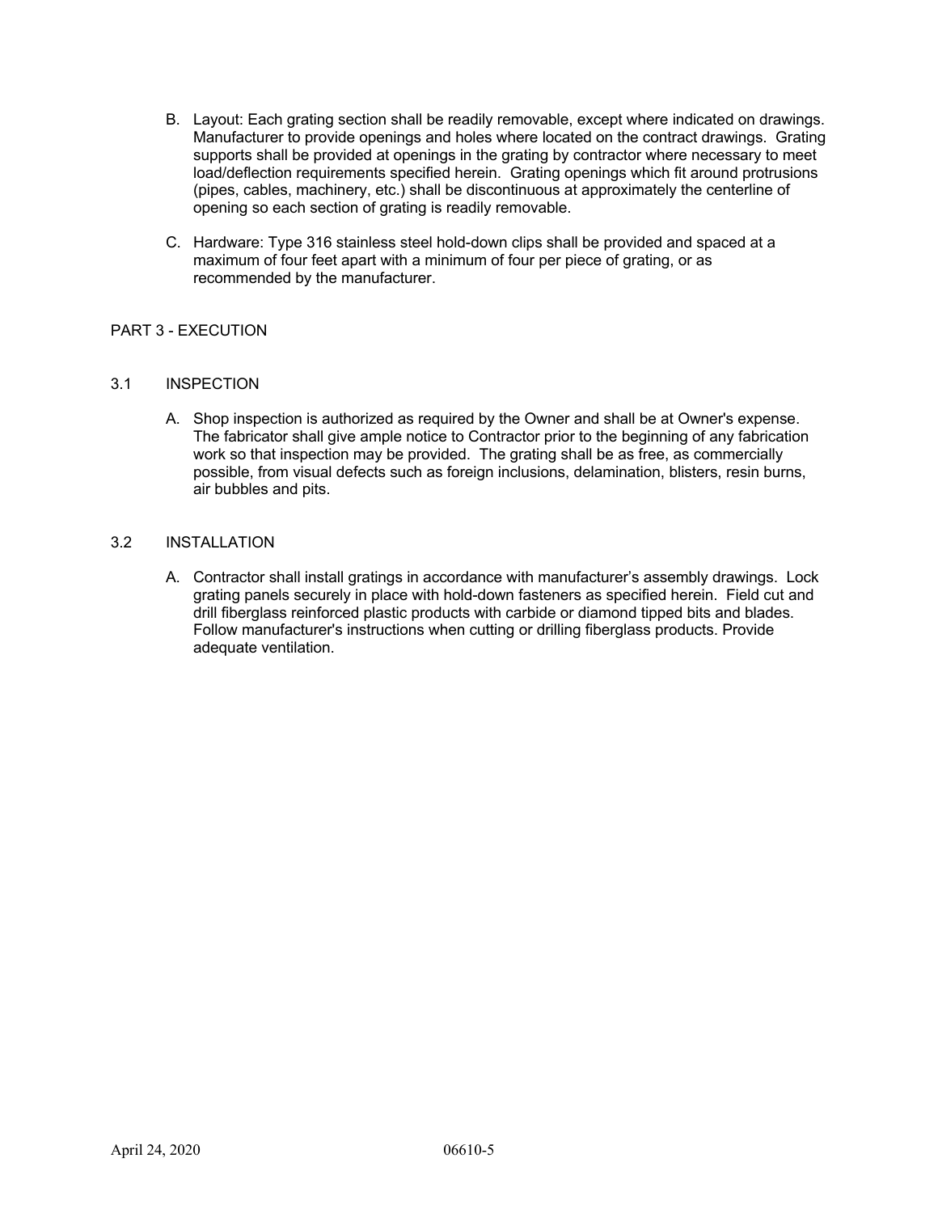B. Layout: Each grating section shall be readily removable, except where indicated on drawings. Manufacturer to provide openings and holes where located on the contract drawings. Grating supports shall be provided at openings in the grating by contractor where necessary to meet load/deflection requirements specified herein. Grating openings which fit around protrusions (pipes, cables, machinery, etc.) shall be discontinuous at approximately the centerline of opening so each section of grating is readily removable.

C. Hardware: Type 316 stainless steel hold-down clips shall be provided and spaced at a maximum of four feet apart with a minimum of four per piece of grating, or as recommended by the manufacturer.

## PART 3 - EXECUTION

### 3.1 INSPECTION

A. Shop inspection is authorized as required by the Owner and shall be at Owner's expense. The fabricator shall give ample notice to Contractor prior to the beginning of any fabrication work so that inspection may be provided. The grating shall be as free, as commercially possible, from visual defects such as foreign inclusions, delamination, blisters, resin burns, air bubbles and pits.

### 3.2 INSTALLATION

A. Contractor shall install gratings in accordance with manufacturer's assembly drawings. Lock grating panels securely in place with hold-down fasteners as specified herein. Field cut and drill fiberglass reinforced plastic products with carbide or diamond tipped bits and blades. Follow manufacturer's instructions when cutting or drilling fiberglass products. Provide adequate ventilation.